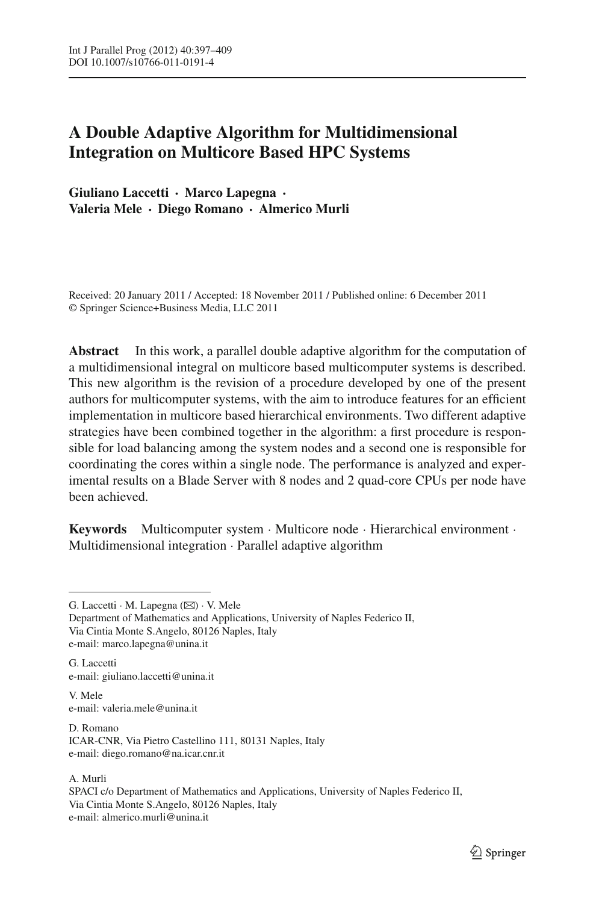# A Double Adaptive Algorithm for Multidimensional Integration on Multicore Based HPC Systems

**Giuliano Laccetti · Marco Lapegna · Valeria Mele · Diego Romano · Almerico Murli**

Received: 20 January 2011 / Accepted: 18 November 2011 / Published online: 6 December 2011
© Springer Science+Business Media, LLC 2011

**Abstract** In this work, a parallel double adaptive algorithm for the computation of a multidimensional integral on multicore based multicomputer systems is described. This new algorithm is the revision of a procedure developed by one of the present authors for multicomputer systems, with the aim to introduce features for an efficient implementation in multicore based hierarchical environments. Two different adaptive strategies have been combined together in the algorithm: a first procedure is responsible for load balancing among the system nodes and a second one is responsible for coordinating the cores within a single node. The performance is analyzed and experimental results on a Blade Server with 8 nodes and 2 quad-core CPUs per node have been achieved.

**Keywords** Multicomputer system · Multicore node · Hierarchical environment · Multidimensional integration · Parallel adaptive algorithm

---

G. Laccetti · M. Lapegna (✉) · V. Mele
Department of Mathematics and Applications, University of Naples Federico II,
Via Cintia Monte S.Angelo, 80126 Naples, Italy
e-mail: marco.lapegna@unina.it

G. Laccetti
e-mail: giuliano.laccetti@unina.it

V. Mele
e-mail: valeria.mele@unina.it

D. Romano
ICAR-CNR, Via Pietro Castellino 111, 80131 Naples, Italy
e-mail: diego.romano@na.icar.cnr.it

A. Murli
SPACI c/o Department of Mathematics and Applications, University of Naples Federico II,
Via Cintia Monte S.Angelo, 80126 Naples, Italy
e-mail: almerico.murli@unina.it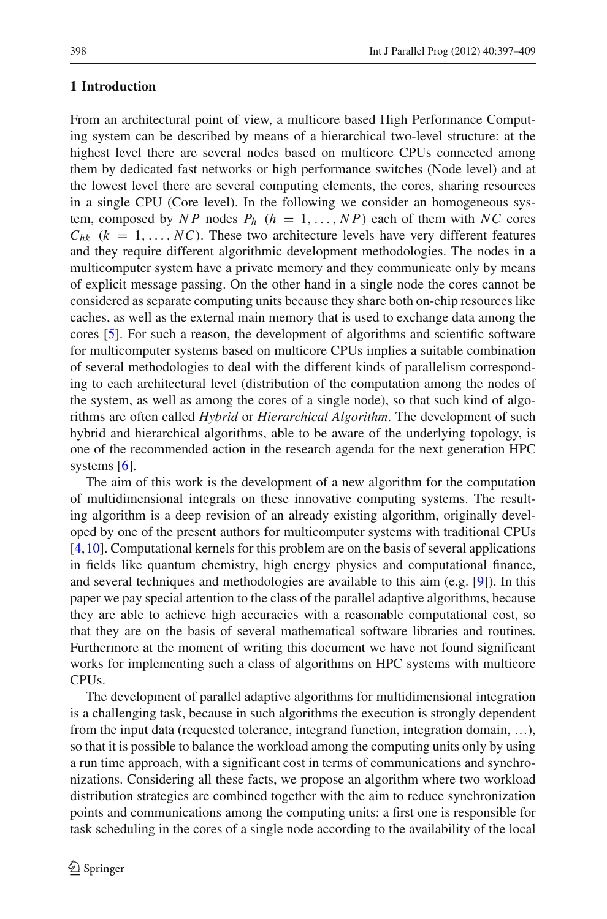## 1 Introduction

From an architectural point of view, a multicore based High Performance Computing system can be described by means of a hierarchical two-level structure: at the highest level there are several nodes based on multicore CPUs connected among them by dedicated fast networks or high performance switches (Node level) and at the lowest level there are several computing elements, the cores, sharing resources in a single CPU (Core level). In the following we consider an homogeneous system, composed by $NP$ nodes $P_h$ $(h = 1, \ldots, NP)$ each of them with $NC$ cores $C_{hk}$ $(k = 1, \ldots, NC)$. These two architecture levels have very different features and they require different algorithmic development methodologies. The nodes in a multicomputer system have a private memory and they communicate only by means of explicit message passing. On the other hand in a single node the cores cannot be considered as separate computing units because they share both on-chip resources like caches, as well as the external main memory that is used to exchange data among the cores [5]. For such a reason, the development of algorithms and scientific software for multicomputer systems based on multicore CPUs implies a suitable combination of several methodologies to deal with the different kinds of parallelism corresponding to each architectural level (distribution of the computation among the nodes of the system, as well as among the cores of a single node), so that such kind of algorithms are often called *Hybrid* or *Hierarchical Algorithm*. The development of such hybrid and hierarchical algorithms, able to be aware of the underlying topology, is one of the recommended action in the research agenda for the next generation HPC systems [6].

The aim of this work is the development of a new algorithm for the computation of multidimensional integrals on these innovative computing systems. The resulting algorithm is a deep revision of an already existing algorithm, originally developed by one of the present authors for multicomputer systems with traditional CPUs [4,10]. Computational kernels for this problem are on the basis of several applications in fields like quantum chemistry, high energy physics and computational finance, and several techniques and methodologies are available to this aim (e.g. [9]). In this paper we pay special attention to the class of the parallel adaptive algorithms, because they are able to achieve high accuracies with a reasonable computational cost, so that they are on the basis of several mathematical software libraries and routines. Furthermore at the moment of writing this document we have not found significant works for implementing such a class of algorithms on HPC systems with multicore CPUs.

The development of parallel adaptive algorithms for multidimensional integration is a challenging task, because in such algorithms the execution is strongly dependent from the input data (requested tolerance, integrand function, integration domain, …), so that it is possible to balance the workload among the computing units only by using a run time approach, with a significant cost in terms of communications and synchronizations. Considering all these facts, we propose an algorithm where two workload distribution strategies are combined together with the aim to reduce synchronization points and communications among the computing units: a first one is responsible for task scheduling in the cores of a single node according to the availability of the local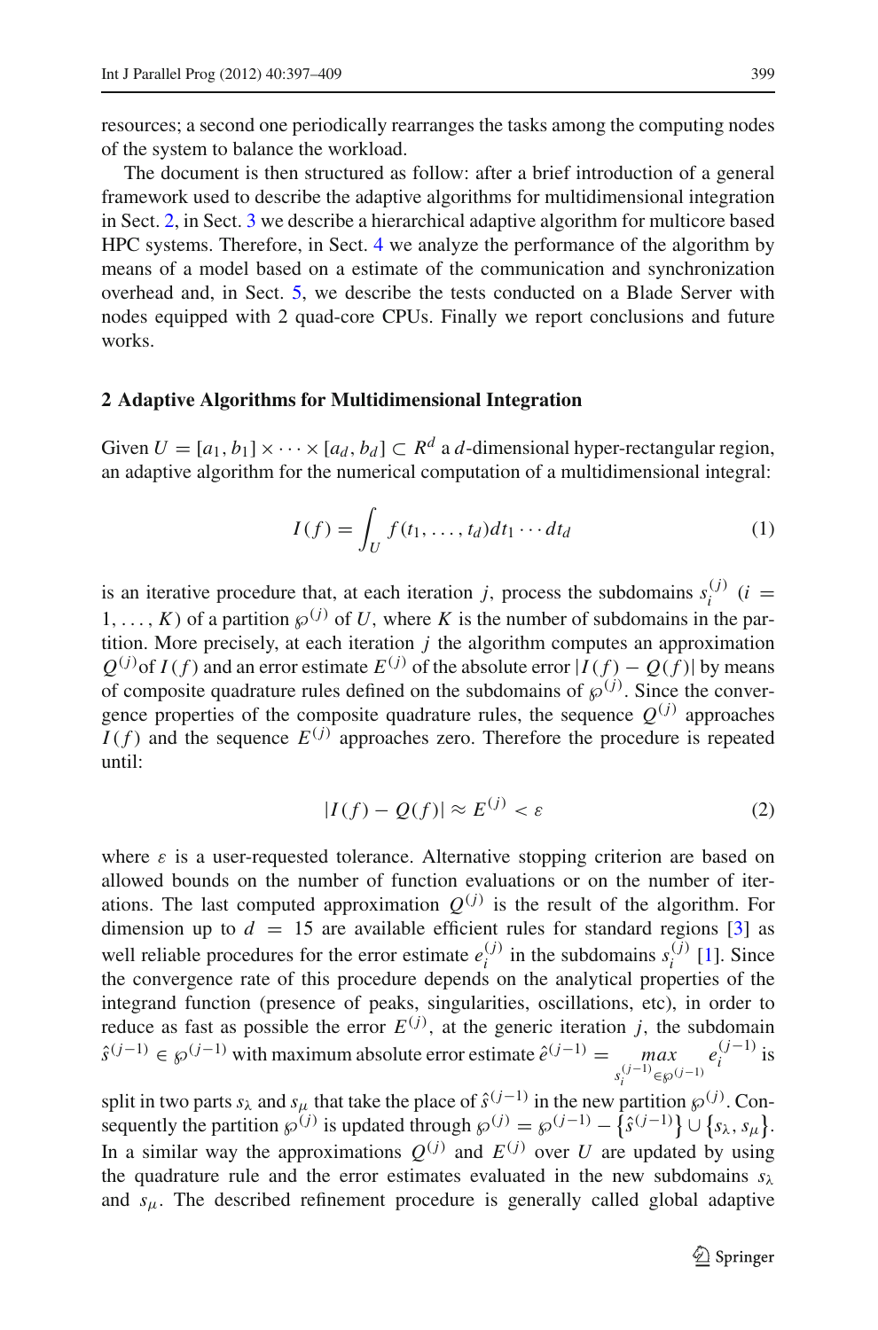resources; a second one periodically rearranges the tasks among the computing nodes of the system to balance the workload.

The document is then structured as follow: after a brief introduction of a general framework used to describe the adaptive algorithms for multidimensional integration in Sect. 2, in Sect. 3 we describe a hierarchical adaptive algorithm for multicore based HPC systems. Therefore, in Sect. 4 we analyze the performance of the algorithm by means of a model based on a estimate of the communication and synchronization overhead and, in Sect. 5, we describe the tests conducted on a Blade Server with nodes equipped with 2 quad-core CPUs. Finally we report conclusions and future works.

## 2 Adaptive Algorithms for Multidimensional Integration

Given $U = [a_1, b_1] \times \cdots \times [a_d, b_d] \subset R^d$ a $d$-dimensional hyper-rectangular region, an adaptive algorithm for the numerical computation of a multidimensional integral:

$$I(f) = \int_U f(t_1, \ldots, t_d) dt_1 \cdots dt_d \tag{1}$$

is an iterative procedure that, at each iteration $j$, process the subdomains $s_i^{(j)}$ ($i = 1, \ldots, K$) of a partition $\wp^{(j)}$ of $U$, where $K$ is the number of subdomains in the partition. More precisely, at each iteration $j$ the algorithm computes an approximation $Q^{(j)}$of $I(f)$ and an error estimate $E^{(j)}$ of the absolute error $|I(f) - Q(f)|$ by means of composite quadrature rules defined on the subdomains of $\wp^{(j)}$. Since the convergence properties of the composite quadrature rules, the sequence $Q^{(j)}$ approaches $I(f)$ and the sequence $E^{(j)}$ approaches zero. Therefore the procedure is repeated until:

$$|I(f) - Q(f)| \approx E^{(j)} < \varepsilon \tag{2}$$

where $\varepsilon$ is a user-requested tolerance. Alternative stopping criterion are based on allowed bounds on the number of function evaluations or on the number of iterations. The last computed approximation $Q^{(j)}$ is the result of the algorithm. For dimension up to $d = 15$ are available efficient rules for standard regions [3] as well reliable procedures for the error estimate $e_i^{(j)}$ in the subdomains $s_i^{(j)}$ [1]. Since the convergence rate of this procedure depends on the analytical properties of the integrand function (presence of peaks, singularities, oscillations, etc), in order to reduce as fast as possible the error $E^{(j)}$, at the generic iteration $j$, the subdomain $\hat{s}^{(j-1)} \in \wp^{(j-1)}$ with maximum absolute error estimate $\hat{e}^{(j-1)} = \max_{s_i^{(j-1)} \in \wp^{(j-1)}} e_i^{(j-1)}$ is split in two parts $s_\lambda$ and $s_\mu$ that take the place of $\hat{s}^{(j-1)}$ in the new partition $\wp^{(j)}$. Consequently the partition $\wp^{(j)}$ is updated through $\wp^{(j)} = \wp^{(j-1)} - \left\{\hat{s}^{(j-1)}\right\} \cup \left\{s_\lambda, s_\mu\right\}$. In a similar way the approximations $Q^{(j)}$ and $E^{(j)}$ over $U$ are updated by using the quadrature rule and the error estimates evaluated in the new subdomains $s_\lambda$ and $s_\mu$. The described refinement procedure is generally called global adaptive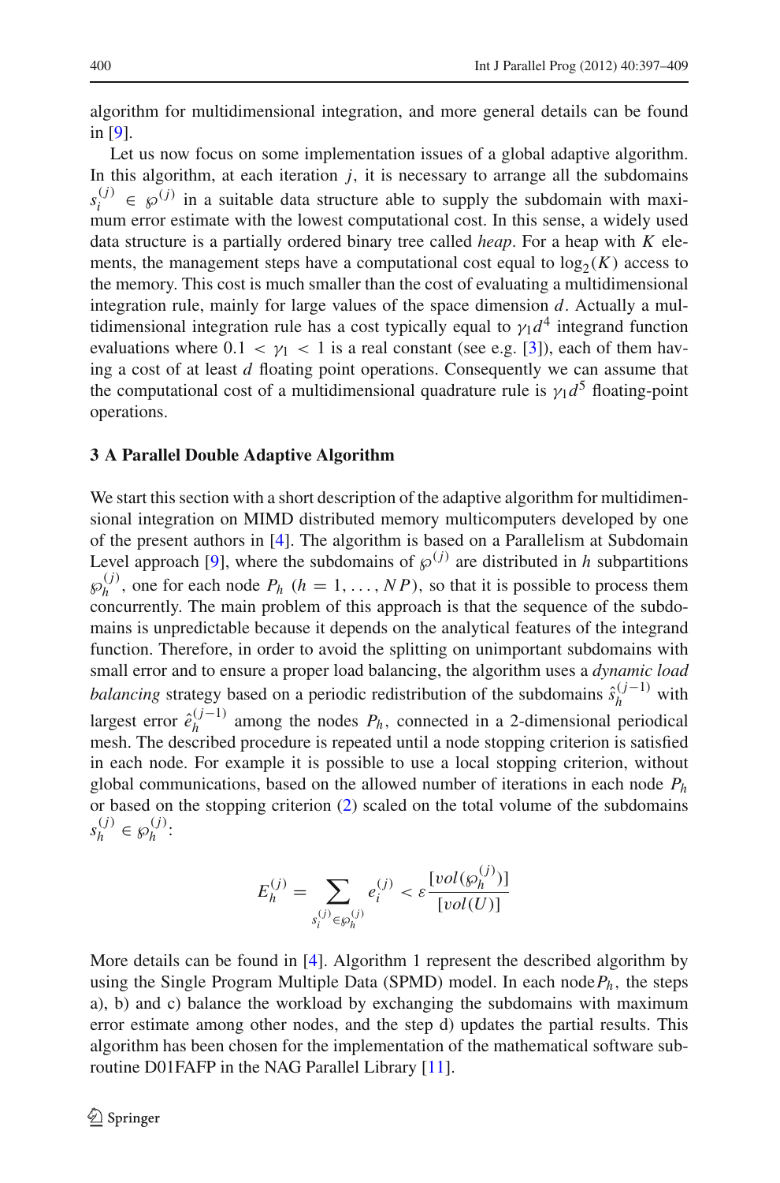algorithm for multidimensional integration, and more general details can be found in [9].

Let us now focus on some implementation issues of a global adaptive algorithm. In this algorithm, at each iteration $j$, it is necessary to arrange all the subdomains $s_i^{(j)} \in \wp^{(j)}$ in a suitable data structure able to supply the subdomain with maximum error estimate with the lowest computational cost. In this sense, a widely used data structure is a partially ordered binary tree called *heap*. For a heap with $K$ elements, the management steps have a computational cost equal to $\log_2(K)$ access to the memory. This cost is much smaller than the cost of evaluating a multidimensional integration rule, mainly for large values of the space dimension $d$. Actually a multidimensional integration rule has a cost typically equal to $\gamma_1 d^4$ integrand function evaluations where $0.1 < \gamma_1 < 1$ is a real constant (see e.g. [3]), each of them having a cost of at least $d$ floating point operations. Consequently we can assume that the computational cost of a multidimensional quadrature rule is $\gamma_1 d^5$ floating-point operations.

## 3 A Parallel Double Adaptive Algorithm

We start this section with a short description of the adaptive algorithm for multidimensional integration on MIMD distributed memory multicomputers developed by one of the present authors in [4]. The algorithm is based on a Parallelism at Subdomain Level approach [9], where the subdomains of $\wp^{(j)}$ are distributed in $h$ subpartitions $\wp_h^{(j)}$, one for each node $P_h$ $(h = 1, \ldots, NP)$, so that it is possible to process them concurrently. The main problem of this approach is that the sequence of the subdomains is unpredictable because it depends on the analytical features of the integrand function. Therefore, in order to avoid the splitting on unimportant subdomains with small error and to ensure a proper load balancing, the algorithm uses a *dynamic load balancing* strategy based on a periodic redistribution of the subdomains $\hat{s}_h^{(j-1)}$ with largest error $\hat{e}_h^{(j-1)}$ among the nodes $P_h$, connected in a 2-dimensional periodical mesh. The described procedure is repeated until a node stopping criterion is satisfied in each node. For example it is possible to use a local stopping criterion, without global communications, based on the allowed number of iterations in each node $P_h$ or based on the stopping criterion (2) scaled on the total volume of the subdomains $s_h^{(j)} \in \wp_h^{(j)}$:

$$E_h^{(j)} = \sum_{s_i^{(j)} \in \wp_h^{(j)}} e_i^{(j)} < \varepsilon \frac{[vol(\wp_h^{(j)})]}{[vol(U)]}$$

More details can be found in [4]. Algorithm 1 represent the described algorithm by using the Single Program Multiple Data (SPMD) model. In each node $P_h$, the steps a), b) and c) balance the workload by exchanging the subdomains with maximum error estimate among other nodes, and the step d) updates the partial results. This algorithm has been chosen for the implementation of the mathematical software subroutine D01FAFP in the NAG Parallel Library [11].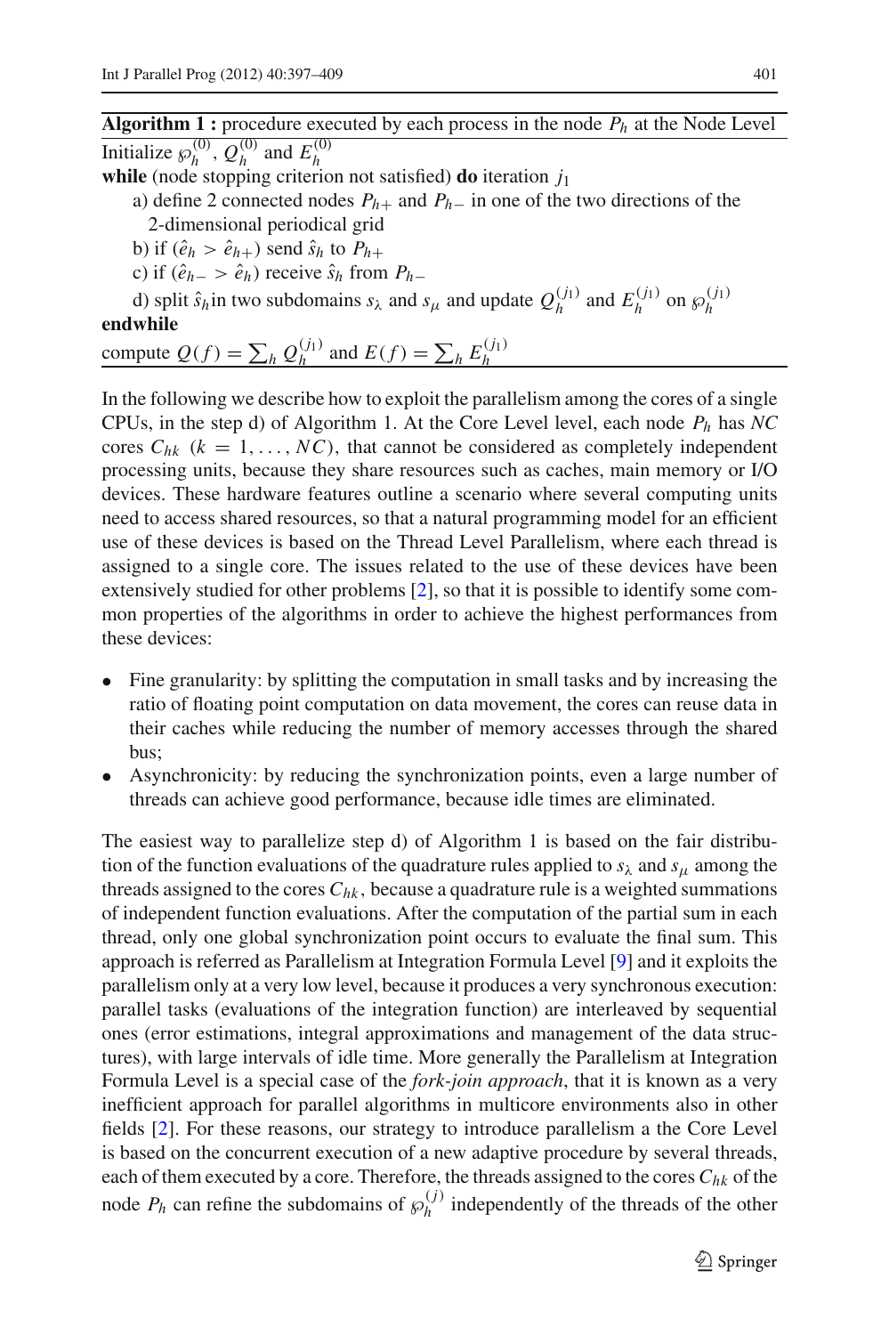**Algorithm 1 :** procedure executed by each process in the node $P_h$ at the Node Level

Initialize $\wp_h^{(0)}$, $Q_h^{(0)}$ and $E_h^{(0)}$

**while** (node stopping criterion not satisfied) **do** iteration $j_1$

a) define 2 connected nodes $P_{h+}$ and $P_{h-}$ in one of the two directions of the 2-dimensional periodical grid

b) if $(\hat{e}_h > \hat{e}_{h+})$ send $\hat{s}_h$ to $P_{h+}$

c) if $(\hat{e}_{h-} > \hat{e}_h)$ receive $\hat{s}_h$ from $P_{h-}$

d) split $\hat{s}_h$ in two subdomains $s_\lambda$ and $s_\mu$ and update $Q_h^{(j_1)}$ and $E_h^{(j_1)}$ on $\wp_h^{(j_1)}$

**endwhile**

compute $Q(f) = \sum_h Q_h^{(j_1)}$ and $E(f) = \sum_h E_h^{(j_1)}$

In the following we describe how to exploit the parallelism among the cores of a single CPUs, in the step d) of Algorithm 1. At the Core Level level, each node $P_h$ has *NC* cores $C_{hk}$ $(k = 1, \ldots, NC)$, that cannot be considered as completely independent processing units, because they share resources such as caches, main memory or I/O devices. These hardware features outline a scenario where several computing units need to access shared resources, so that a natural programming model for an efficient use of these devices is based on the Thread Level Parallelism, where each thread is assigned to a single core. The issues related to the use of these devices have been extensively studied for other problems [2], so that it is possible to identify some common properties of the algorithms in order to achieve the highest performances from these devices:

- Fine granularity: by splitting the computation in small tasks and by increasing the ratio of floating point computation on data movement, the cores can reuse data in their caches while reducing the number of memory accesses through the shared bus;
- Asynchronicity: by reducing the synchronization points, even a large number of threads can achieve good performance, because idle times are eliminated.

The easiest way to parallelize step d) of Algorithm 1 is based on the fair distribution of the function evaluations of the quadrature rules applied to $s_\lambda$ and $s_\mu$ among the threads assigned to the cores $C_{hk}$, because a quadrature rule is a weighted summations of independent function evaluations. After the computation of the partial sum in each thread, only one global synchronization point occurs to evaluate the final sum. This approach is referred as Parallelism at Integration Formula Level [9] and it exploits the parallelism only at a very low level, because it produces a very synchronous execution: parallel tasks (evaluations of the integration function) are interleaved by sequential ones (error estimations, integral approximations and management of the data structures), with large intervals of idle time. More generally the Parallelism at Integration Formula Level is a special case of the *fork-join approach*, that it is known as a very inefficient approach for parallel algorithms in multicore environments also in other fields [2]. For these reasons, our strategy to introduce parallelism a the Core Level is based on the concurrent execution of a new adaptive procedure by several threads, each of them executed by a core. Therefore, the threads assigned to the cores $C_{hk}$ of the node $P_h$ can refine the subdomains of $\wp_h^{(j)}$ independently of the threads of the other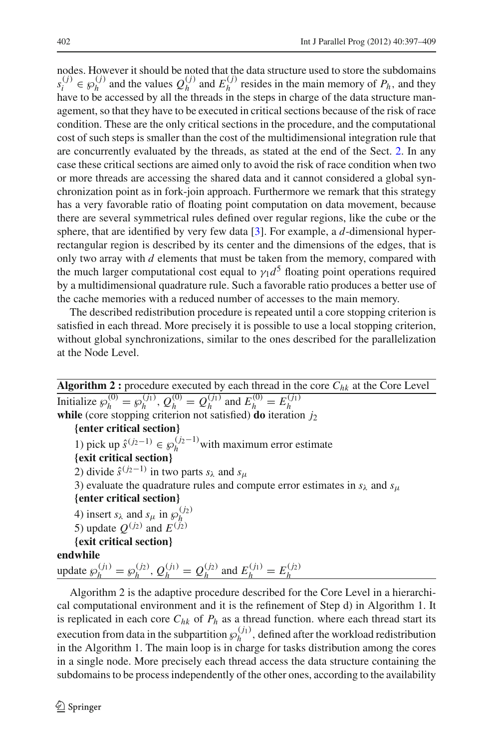nodes. However it should be noted that the data structure used to store the subdomains $s_i^{(j)} \in \wp_h^{(j)}$ and the values $Q_h^{(j)}$ and $E_h^{(j)}$ resides in the main memory of $P_h$, and they have to be accessed by all the threads in the steps in charge of the data structure management, so that they have to be executed in critical sections because of the risk of race condition. These are the only critical sections in the procedure, and the computational cost of such steps is smaller than the cost of the multidimensional integration rule that are concurrently evaluated by the threads, as stated at the end of the Sect. 2. In any case these critical sections are aimed only to avoid the risk of race condition when two or more threads are accessing the shared data and it cannot considered a global synchronization point as in fork-join approach. Furthermore we remark that this strategy has a very favorable ratio of floating point computation on data movement, because there are several symmetrical rules defined over regular regions, like the cube or the sphere, that are identified by very few data [3]. For example, a $d$-dimensional hyperrectangular region is described by its center and the dimensions of the edges, that is only two array with $d$ elements that must be taken from the memory, compared with the much larger computational cost equal to $\gamma_1 d^5$ floating point operations required by a multidimensional quadrature rule. Such a favorable ratio produces a better use of the cache memories with a reduced number of accesses to the main memory.

The described redistribution procedure is repeated until a core stopping criterion is satisfied in each thread. More precisely it is possible to use a local stopping criterion, without global synchronizations, similar to the ones described for the parallelization at the Node Level.

---

**Algorithm 2 :** procedure executed by each thread in the core $C_{hk}$ at the Core Level

---

Initialize $\wp_h^{(0)} = \wp_h^{(j_1)}$, $Q_h^{(0)} = Q_h^{(j_1)}$ and $E_h^{(0)} = E_h^{(j_1)}$
**while** (core stopping criterion not satisfied) **do** iteration $j_2$
  **{enter critical section}**
  1) pick up $\hat{s}^{(j_2-1)} \in \wp_h^{(j_2-1)}$ with maximum error estimate
  **{exit critical section}**
  2) divide $\hat{s}^{(j_2-1)}$ in two parts $s_\lambda$ and $s_\mu$
  3) evaluate the quadrature rules and compute error estimates in $s_\lambda$ and $s_\mu$
  **{enter critical section}**
  4) insert $s_\lambda$ and $s_\mu$ in $\wp_h^{(j_2)}$
  5) update $Q^{(j_2)}$ and $E^{(j_2)}$
  **{exit critical section}**
**endwhile**
update $\wp_h^{(j_1)} = \wp_h^{(j_2)}$, $Q_h^{(j_1)} = Q_h^{(j_2)}$ and $E_h^{(j_1)} = E_h^{(j_2)}$

---

Algorithm 2 is the adaptive procedure described for the Core Level in a hierarchical computational environment and it is the refinement of Step d) in Algorithm 1. It is replicated in each core $C_{hk}$ of $P_h$ as a thread function. where each thread start its execution from data in the subpartition $\wp_h^{(j_1)}$, defined after the workload redistribution in the Algorithm 1. The main loop is in charge for tasks distribution among the cores in a single node. More precisely each thread access the data structure containing the subdomains to be process independently of the other ones, according to the availability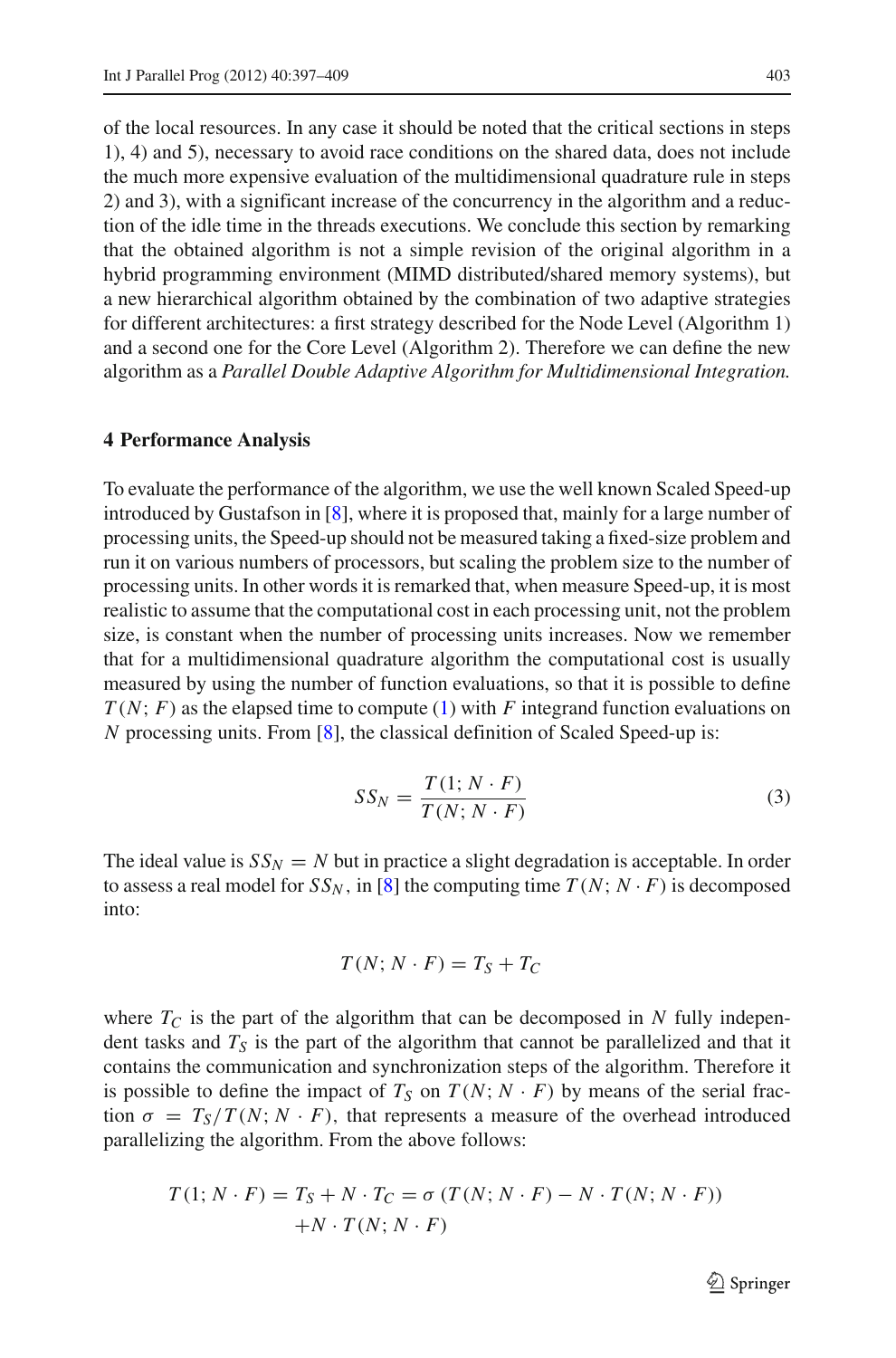of the local resources. In any case it should be noted that the critical sections in steps 1), 4) and 5), necessary to avoid race conditions on the shared data, does not include the much more expensive evaluation of the multidimensional quadrature rule in steps 2) and 3), with a significant increase of the concurrency in the algorithm and a reduction of the idle time in the threads executions. We conclude this section by remarking that the obtained algorithm is not a simple revision of the original algorithm in a hybrid programming environment (MIMD distributed/shared memory systems), but a new hierarchical algorithm obtained by the combination of two adaptive strategies for different architectures: a first strategy described for the Node Level (Algorithm 1) and a second one for the Core Level (Algorithm 2). Therefore we can define the new algorithm as a *Parallel Double Adaptive Algorithm for Multidimensional Integration.*

## 4 Performance Analysis

To evaluate the performance of the algorithm, we use the well known Scaled Speed-up introduced by Gustafson in [8], where it is proposed that, mainly for a large number of processing units, the Speed-up should not be measured taking a fixed-size problem and run it on various numbers of processors, but scaling the problem size to the number of processing units. In other words it is remarked that, when measure Speed-up, it is most realistic to assume that the computational cost in each processing unit, not the problem size, is constant when the number of processing units increases. Now we remember that for a multidimensional quadrature algorithm the computational cost is usually measured by using the number of function evaluations, so that it is possible to define $T(N; F)$ as the elapsed time to compute (1) with $F$ integrand function evaluations on $N$ processing units. From [8], the classical definition of Scaled Speed-up is:

$$SS_N = \frac{T(1; N \cdot F)}{T(N; N \cdot F)} \tag{3}$$

The ideal value is $SS_N = N$ but in practice a slight degradation is acceptable. In order to assess a real model for $SS_N$, in [8] the computing time $T(N; N \cdot F)$ is decomposed into:

$$T(N; N \cdot F) = T_S + T_C$$

where $T_C$ is the part of the algorithm that can be decomposed in $N$ fully independent tasks and $T_S$ is the part of the algorithm that cannot be parallelized and that it contains the communication and synchronization steps of the algorithm. Therefore it is possible to define the impact of $T_S$ on $T(N; N \cdot F)$ by means of the serial fraction $\sigma = T_S / T(N; N \cdot F)$, that represents a measure of the overhead introduced parallelizing the algorithm. From the above follows:

$$\begin{aligned} T(1; N \cdot F) = T_S + N \cdot T_C &= \sigma\left(T(N; N \cdot F) - N \cdot T(N; N \cdot F)\right) \\ &\quad + N \cdot T(N; N \cdot F) \end{aligned}$$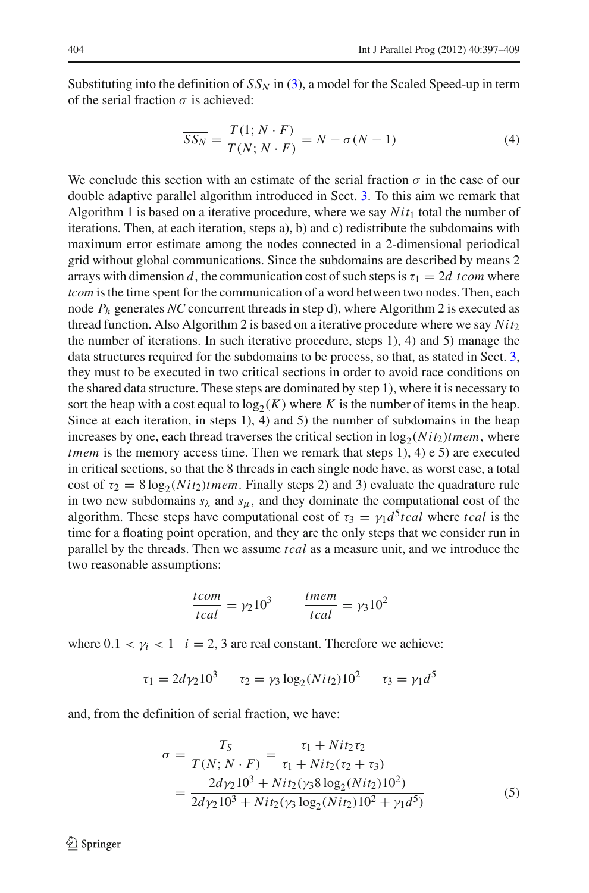Substituting into the definition of $SS_N$ in (3), a model for the Scaled Speed-up in term of the serial fraction $\sigma$ is achieved:

$$\overline{SS_N} = \frac{T(1; N \cdot F)}{T(N; N \cdot F)} = N - \sigma(N-1) \tag{4}$$

We conclude this section with an estimate of the serial fraction $\sigma$ in the case of our double adaptive parallel algorithm introduced in Sect. 3. To this aim we remark that Algorithm 1 is based on a iterative procedure, where we say $Nit_1$ total the number of iterations. Then, at each iteration, steps a), b) and c) redistribute the subdomains with maximum error estimate among the nodes connected in a 2-dimensional periodical grid without global communications. Since the subdomains are described by means 2 arrays with dimension $d$, the communication cost of such steps is $\tau_1 = 2d\ tcom$ where *tcom* is the time spent for the communication of a word between two nodes. Then, each node $P_h$ generates *NC* concurrent threads in step d), where Algorithm 2 is executed as thread function. Also Algorithm 2 is based on a iterative procedure where we say $Nit_2$ the number of iterations. In such iterative procedure, steps 1), 4) and 5) manage the data structures required for the subdomains to be process, so that, as stated in Sect. 3, they must to be executed in two critical sections in order to avoid race conditions on the shared data structure. These steps are dominated by step 1), where it is necessary to sort the heap with a cost equal to $\log_2(K)$ where $K$ is the number of items in the heap. Since at each iteration, in steps 1), 4) and 5) the number of subdomains in the heap increases by one, each thread traverses the critical section in $\log_2(Nit_2)tmem$, where *tmem* is the memory access time. Then we remark that steps 1), 4) e 5) are executed in critical sections, so that the 8 threads in each single node have, as worst case, a total cost of $\tau_2 = 8\log_2(Nit_2)tmem$. Finally steps 2) and 3) evaluate the quadrature rule in two new subdomains $s_\lambda$ and $s_\mu$, and they dominate the computational cost of the algorithm. These steps have computational cost of $\tau_3 = \gamma_1 d^5 tcal$ where *tcal* is the time for a floating point operation, and they are the only steps that we consider run in parallel by the threads. Then we assume *tcal* as a measure unit, and we introduce the two reasonable assumptions:

$$\frac{tcom}{tcal} = \gamma_2 10^3 \qquad \frac{tmem}{tcal} = \gamma_3 10^2$$

where $0.1 < \gamma_i < 1 \quad i = 2, 3$ are real constant. Therefore we achieve:

$$\tau_1 = 2d\gamma_2 10^3 \qquad \tau_2 = \gamma_3 \log_2(Nit_2)10^2 \qquad \tau_3 = \gamma_1 d^5$$

and, from the definition of serial fraction, we have:

$$\begin{aligned}
\sigma &= \frac{T_S}{T(N; N \cdot F)} = \frac{\tau_1 + Nit_2\tau_2}{\tau_1 + Nit_2(\tau_2 + \tau_3)} \\
&= \frac{2d\gamma_2 10^3 + Nit_2(\gamma_3 8 \log_2(Nit_2)10^2)}{2d\gamma_2 10^3 + Nit_2(\gamma_3 \log_2(Nit_2)10^2 + \gamma_1 d^5)}
\end{aligned} \tag{5}$$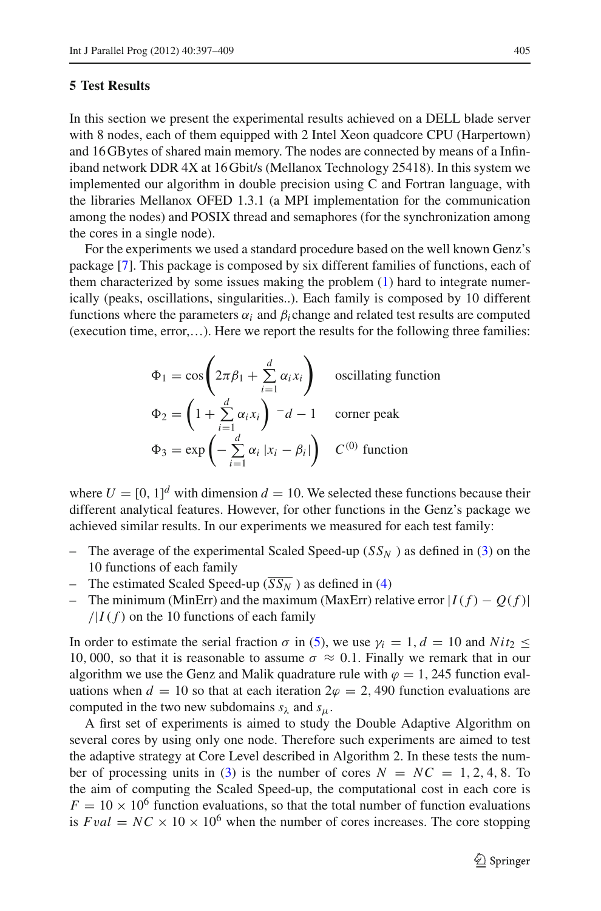## 5 Test Results

In this section we present the experimental results achieved on a DELL blade server with 8 nodes, each of them equipped with 2 Intel Xeon quadcore CPU (Harpertown) and 16 GBytes of shared main memory. The nodes are connected by means of a Infiniband network DDR 4X at 16 Gbit/s (Mellanox Technology 25418). In this system we implemented our algorithm in double precision using C and Fortran language, with the libraries Mellanox OFED 1.3.1 (a MPI implementation for the communication among the nodes) and POSIX thread and semaphores (for the synchronization among the cores in a single node).

For the experiments we used a standard procedure based on the well known Genz's package [7]. This package is composed by six different families of functions, each of them characterized by some issues making the problem (1) hard to integrate numerically (peaks, oscillations, singularities..). Each family is composed by 10 different functions where the parameters $\alpha_i$ and $\beta_i$ change and related test results are computed (execution time, error,…). Here we report the results for the following three families:

$$\Phi_1 = \cos\left(2\pi\beta_1 + \sum_{i=1}^{d} \alpha_i x_i\right) \quad \text{oscillating function}$$

$$\Phi_2 = \left(1 + \sum_{i=1}^{d} \alpha_i x_i\right)^{-d-1} \quad \text{corner peak}$$

$$\Phi_3 = \exp\left(-\sum_{i=1}^{d} \alpha_i \left|x_i - \beta_i\right|\right) \quad C^{(0)} \text{ function}$$

where $U = [0, 1]^d$ with dimension $d = 10$. We selected these functions because their different analytical features. However, for other functions in the Genz's package we achieved similar results. In our experiments we measured for each test family:

- The average of the experimental Scaled Speed-up ($SS_N$) as defined in (3) on the 10 functions of each family
- The estimated Scaled Speed-up ($\overline{SS_N}$) as defined in (4)
- The minimum (MinErr) and the maximum (MaxErr) relative error $|I(f) - Q(f)| / |I(f)|$ on the 10 functions of each family

In order to estimate the serial fraction $\sigma$ in (5), we use $\gamma_i = 1$, $d = 10$ and $Nit_2 \leq 10,000$, so that it is reasonable to assume $\sigma \approx 0.1$. Finally we remark that in our algorithm we use the Genz and Malik quadrature rule with $\varphi = 1,245$ function evaluations when $d = 10$ so that at each iteration $2\varphi = 2,490$ function evaluations are computed in the two new subdomains $s_\lambda$ and $s_\mu$.

A first set of experiments is aimed to study the Double Adaptive Algorithm on several cores by using only one node. Therefore such experiments are aimed to test the adaptive strategy at Core Level described in Algorithm 2. In these tests the number of processing units in (3) is the number of cores $N = NC = 1, 2, 4, 8$. To the aim of computing the Scaled Speed-up, the computational cost in each core is $F = 10 \times 10^6$ function evaluations, so that the total number of function evaluations is $Fval = NC \times 10 \times 10^6$ when the number of cores increases. The core stopping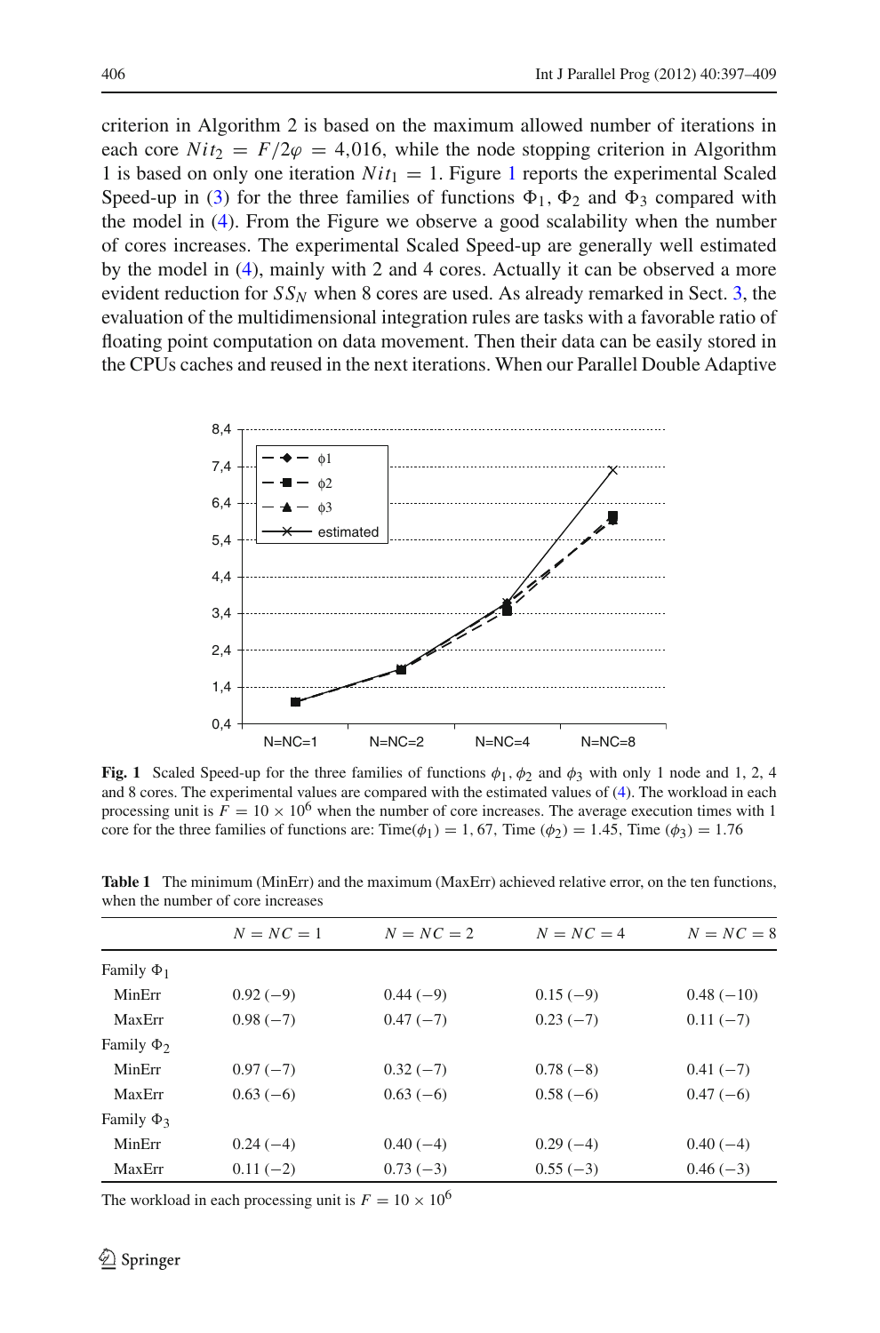criterion in Algorithm 2 is based on the maximum allowed number of iterations in each core $Nit_2 = F/2\varphi = 4{,}016$, while the node stopping criterion in Algorithm 1 is based on only one iteration $Nit_1 = 1$. Figure 1 reports the experimental Scaled Speed-up in (3) for the three families of functions $\Phi_1$, $\Phi_2$ and $\Phi_3$ compared with the model in (4). From the Figure we observe a good scalability when the number of cores increases. The experimental Scaled Speed-up are generally well estimated by the model in (4), mainly with 2 and 4 cores. Actually it can be observed a more evident reduction for $SS_N$ when 8 cores are used. As already remarked in Sect. 3, the evaluation of the multidimensional integration rules are tasks with a favorable ratio of floating point computation on data movement. Then their data can be easily stored in the CPUs caches and reused in the next iterations. When our Parallel Double Adaptive

**Fig. 1** Scaled Speed-up for the three families of functions $\phi_1, \phi_2$ and $\phi_3$ with only 1 node and 1, 2, 4 and 8 cores. The experimental values are compared with the estimated values of (4). The workload in each processing unit is $F = 10 \times 10^6$ when the number of core increases. The average execution times with 1 core for the three families of functions are: Time($\phi_1$) = 1, 67, Time ($\phi_2$) = 1.45, Time ($\phi_3$) = 1.76

**Table 1** The minimum (MinErr) and the maximum (MaxErr) achieved relative error, on the ten functions, when the number of core increases

| | $N = NC = 1$ | $N = NC = 2$ | $N = NC = 4$ | $N = NC = 8$ |
|---|---|---|---|---|
| Family $\Phi_1$ | | | | |
| MinErr | 0.92 (−9) | 0.44 (−9) | 0.15 (−9) | 0.48 (−10) |
| MaxErr | 0.98 (−7) | 0.47 (−7) | 0.23 (−7) | 0.11 (−7) |
| Family $\Phi_2$ | | | | |
| MinErr | 0.97 (−7) | 0.32 (−7) | 0.78 (−8) | 0.41 (−7) |
| MaxErr | 0.63 (−6) | 0.63 (−6) | 0.58 (−6) | 0.47 (−6) |
| Family $\Phi_3$ | | | | |
| MinErr | 0.24 (−4) | 0.40 (−4) | 0.29 (−4) | 0.40 (−4) |
| MaxErr | 0.11 (−2) | 0.73 (−3) | 0.55 (−3) | 0.46 (−3) |

The workload in each processing unit is $F = 10 \times 10^6$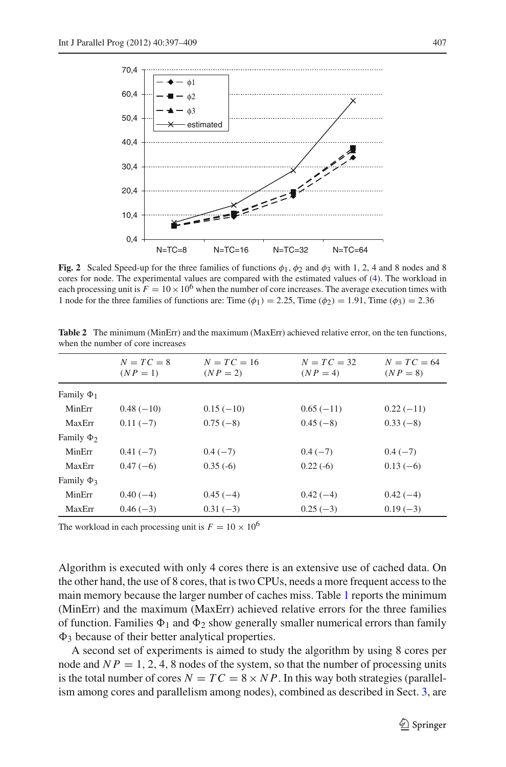**Fig. 2** Scaled Speed-up for the three families of functions $\phi_1$, $\phi_2$ and $\phi_3$ with 1, 2, 4 and 8 nodes and 8 cores for node. The experimental values are compared with the estimated values of (4). The workload in each processing unit is $F = 10 \times 10^6$ when the number of core increases. The average execution times with 1 node for the three families of functions are: Time ($\phi_1$) = 2.25, Time ($\phi_2$) = 1.91, Time ($\phi_3$) = 2.36

**Table 2** The minimum (MinErr) and the maximum (MaxErr) achieved relative error, on the ten functions, when the number of core increases

| | $N = TC = 8$ $(NP = 1)$ | $N = TC = 16$ $(NP = 2)$ | $N = TC = 32$ $(NP = 4)$ | $N = TC = 64$ $(NP = 8)$ |
|---|---|---|---|---|
| Family $\Phi_1$ | | | | |
| MinErr | 0.48 (−10) | 0.15 (−10) | 0.65 (−11) | 0.22 (−11) |
| MaxErr | 0.11 (−7) | 0.75 (−8) | 0.45 (−8) | 0.33 (−8) |
| Family $\Phi_2$ | | | | |
| MinErr | 0.41 (−7) | 0.4 (−7) | 0.4 (−7) | 0.4 (−7) |
| MaxErr | 0.47 (−6) | 0.35 (-6) | 0.22 (-6) | 0.13 (−6) |
| Family $\Phi_3$ | | | | |
| MinErr | 0.40 (−4) | 0.45 (−4) | 0.42 (−4) | 0.42 (−4) |
| MaxErr | 0.46 (−3) | 0.31 (−3) | 0.25 (−3) | 0.19 (−3) |

The workload in each processing unit is $F = 10 \times 10^6$

Algorithm is executed with only 4 cores there is an extensive use of cached data. On the other hand, the use of 8 cores, that is two CPUs, needs a more frequent access to the main memory because the larger number of caches miss. Table 1 reports the minimum (MinErr) and the maximum (MaxErr) achieved relative errors for the three families of function. Families $\Phi_1$ and $\Phi_2$ show generally smaller numerical errors than family $\Phi_3$ because of their better analytical properties.

A second set of experiments is aimed to study the algorithm by using 8 cores per node and $NP = 1, 2, 4, 8$ nodes of the system, so that the number of processing units is the total number of cores $N = TC = 8 \times NP$. In this way both strategies (parallelism among cores and parallelism among nodes), combined as described in Sect. 3, are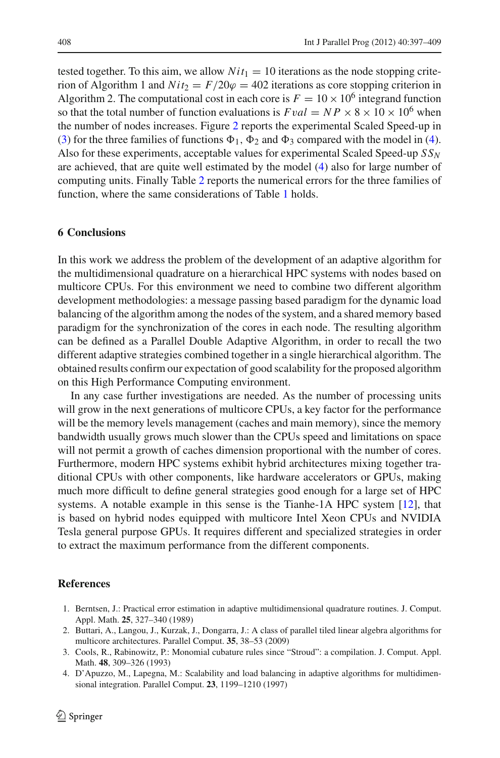tested together. To this aim, we allow $Nit_1 = 10$ iterations as the node stopping criterion of Algorithm 1 and $Nit_2 = F/20\varphi = 402$ iterations as core stopping criterion in Algorithm 2. The computational cost in each core is $F = 10 \times 10^6$ integrand function so that the total number of function evaluations is $Fval = NP \times 8 \times 10 \times 10^6$ when the number of nodes increases. Figure 2 reports the experimental Scaled Speed-up in (3) for the three families of functions $\Phi_1$, $\Phi_2$ and $\Phi_3$ compared with the model in (4). Also for these experiments, acceptable values for experimental Scaled Speed-up $SS_N$ are achieved, that are quite well estimated by the model (4) also for large number of computing units. Finally Table 2 reports the numerical errors for the three families of function, where the same considerations of Table 1 holds.

## 6 Conclusions

In this work we address the problem of the development of an adaptive algorithm for the multidimensional quadrature on a hierarchical HPC systems with nodes based on multicore CPUs. For this environment we need to combine two different algorithm development methodologies: a message passing based paradigm for the dynamic load balancing of the algorithm among the nodes of the system, and a shared memory based paradigm for the synchronization of the cores in each node. The resulting algorithm can be defined as a Parallel Double Adaptive Algorithm, in order to recall the two different adaptive strategies combined together in a single hierarchical algorithm. The obtained results confirm our expectation of good scalability for the proposed algorithm on this High Performance Computing environment.

In any case further investigations are needed. As the number of processing units will grow in the next generations of multicore CPUs, a key factor for the performance will be the memory levels management (caches and main memory), since the memory bandwidth usually grows much slower than the CPUs speed and limitations on space will not permit a growth of caches dimension proportional with the number of cores. Furthermore, modern HPC systems exhibit hybrid architectures mixing together traditional CPUs with other components, like hardware accelerators or GPUs, making much more difficult to define general strategies good enough for a large set of HPC systems. A notable example in this sense is the Tianhe-1A HPC system [12], that is based on hybrid nodes equipped with multicore Intel Xeon CPUs and NVIDIA Tesla general purpose GPUs. It requires different and specialized strategies in order to extract the maximum performance from the different components.

## References

1. Berntsen, J.: Practical error estimation in adaptive multidimensional quadrature routines. J. Comput. Appl. Math. **25**, 327–340 (1989)
2. Buttari, A., Langou, J., Kurzak, J., Dongarra, J.: A class of parallel tiled linear algebra algorithms for multicore architectures. Parallel Comput. **35**, 38–53 (2009)
3. Cools, R., Rabinowitz, P.: Monomial cubature rules since "Stroud": a compilation. J. Comput. Appl. Math. **48**, 309–326 (1993)
4. D'Apuzzo, M., Lapegna, M.: Scalability and load balancing in adaptive algorithms for multidimensional integration. Parallel Comput. **23**, 1199–1210 (1997)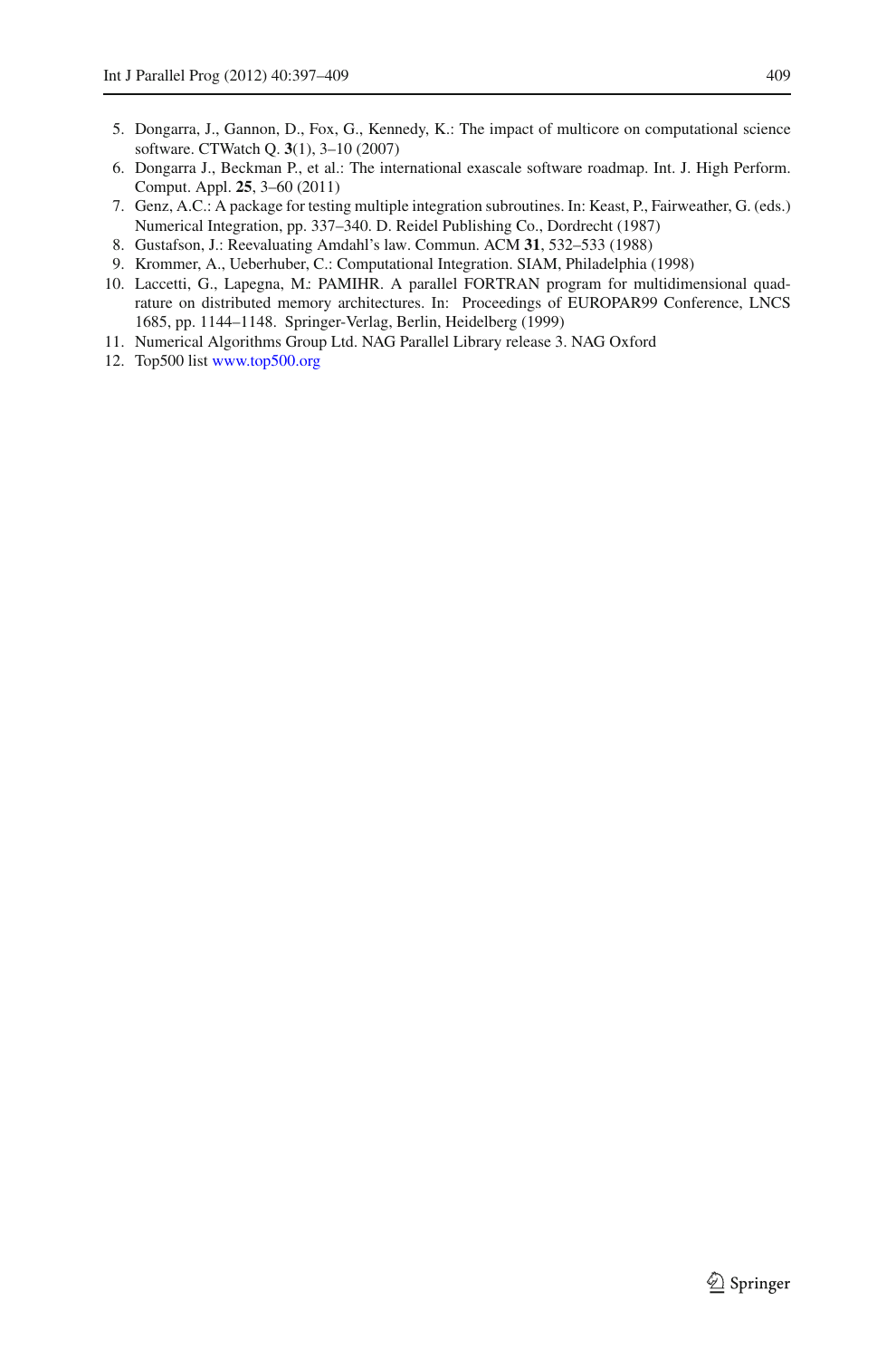5. Dongarra, J., Gannon, D., Fox, G., Kennedy, K.: The impact of multicore on computational science software. CTWatch Q. **3**(1), 3–10 (2007)
6. Dongarra J., Beckman P., et al.: The international exascale software roadmap. Int. J. High Perform. Comput. Appl. **25**, 3–60 (2011)
7. Genz, A.C.: A package for testing multiple integration subroutines. In: Keast, P., Fairweather, G. (eds.) Numerical Integration, pp. 337–340. D. Reidel Publishing Co., Dordrecht (1987)
8. Gustafson, J.: Reevaluating Amdahl's law. Commun. ACM **31**, 532–533 (1988)
9. Krommer, A., Ueberhuber, C.: Computational Integration. SIAM, Philadelphia (1998)
10. Laccetti, G., Lapegna, M.: PAMIHR. A parallel FORTRAN program for multidimensional quadrature on distributed memory architectures. In: Proceedings of EUROPAR99 Conference, LNCS 1685, pp. 1144–1148. Springer-Verlag, Berlin, Heidelberg (1999)
11. Numerical Algorithms Group Ltd. NAG Parallel Library release 3. NAG Oxford
12. Top500 list www.top500.org